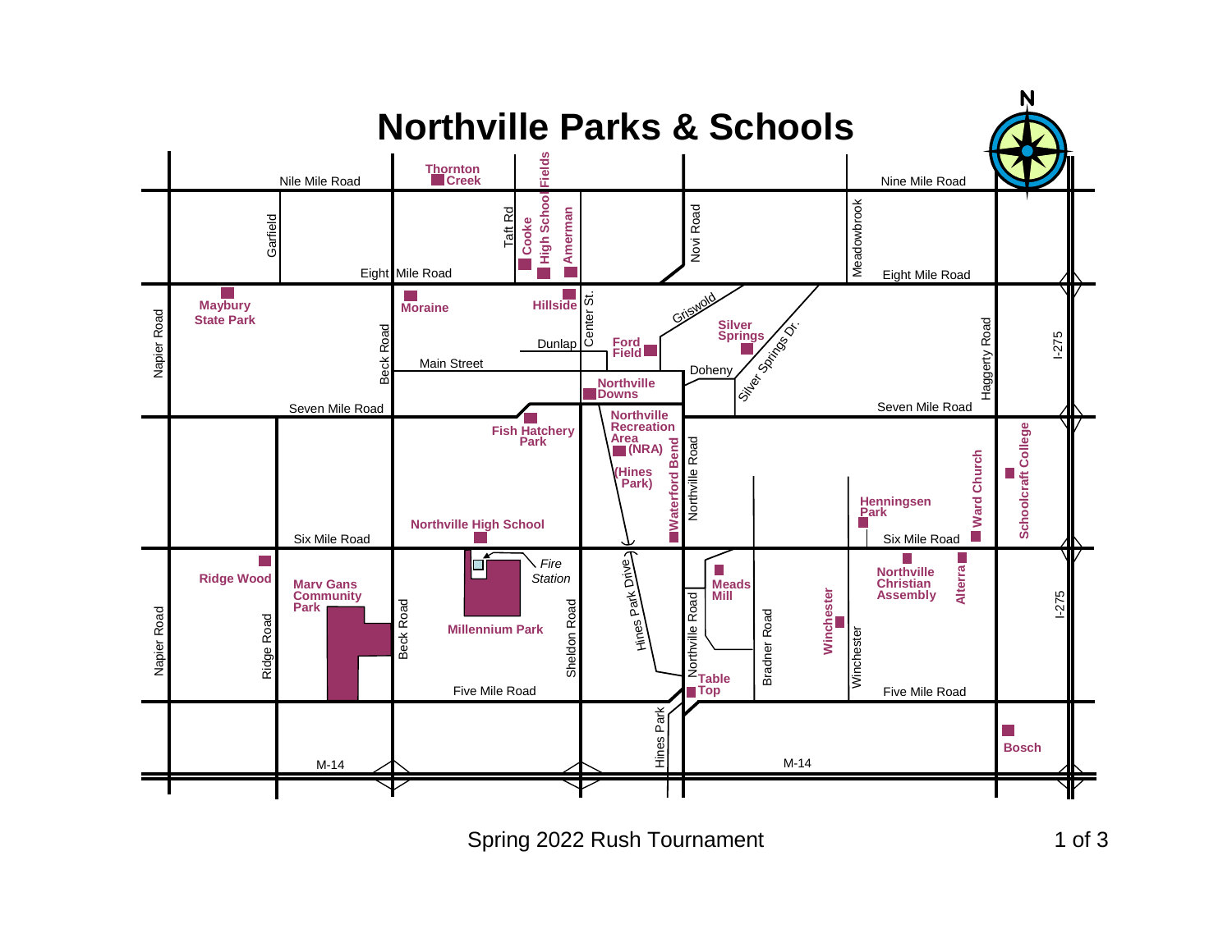# Northville Parks & Schools

N

Nile Mile Road
Nine Mile Road
Eight Mile Road
Seven Mile Road
Six Mile Road
Five Mile Road
M-14
Main Street
Dunlap
Griswold
Doheny
Silver Springs Dr.
Garfield
Napier Road
Ridge Road
Beck Road
Taft Rd
Center St.
Sheldon Road
Hines Park Drive
Hines Park
Novi Road
Northville Road
Bradner Road
Meadowbrook
Winchester
Haggerty Road
I-275

Thornton Creek
Cooke
High School Fields
Amerman
Maybury State Park
Moraine
Hillside
Ford Field
Silver Springs
Northville Downs
Fish Hatchery Park
Northville Recreation Area (NRA) (Hines Park)
Waterford Bend
Henningsen Park
Ward Church
Schoolcraft College
Northville High School
Ridge Wood
Marv Gans Community Park
Fire Station
Millennium Park
Meads Mill
Table Top
Winchester
Northville Christian Assembly
Alterra
Bosch

Spring 2022 Rush Tournament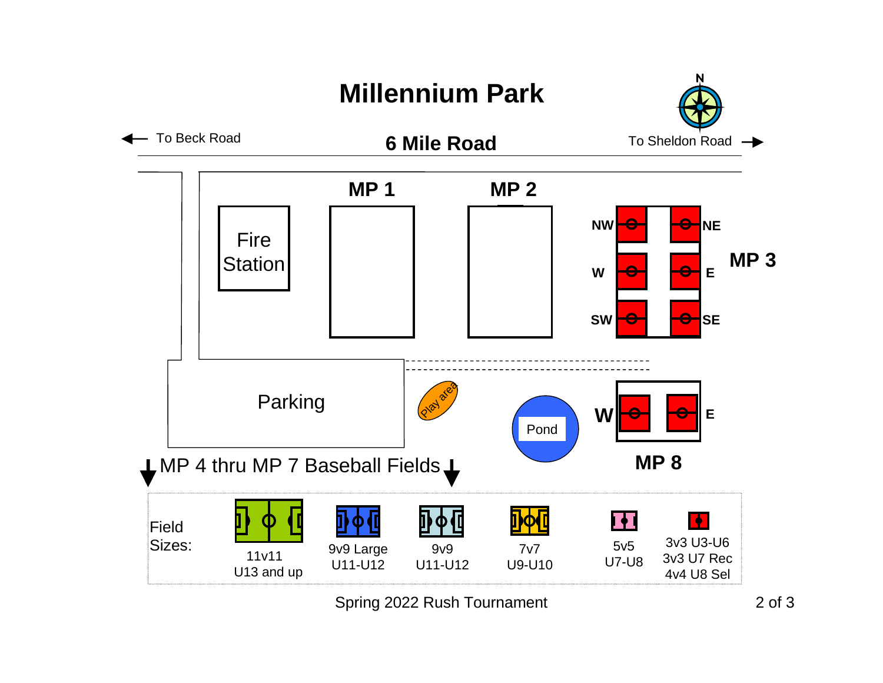# Millennium Park

N

← To Beck Road

**6 Mile Road**

To Sheldon Road →

Fire Station

**MP 1**

**MP 2**

**MP 3**

NW | NE
W | E
SW | SE

Parking

Play area

Pond

**MP 8**

W | E

↓ MP 4 thru MP 7 Baseball Fields ↓

Field Sizes:

| 11v11 | 9v9 Large | 9v9 | 7v7 | 5v5 | 3v3 U3-U6 |
|---|---|---|---|---|---|
| U13 and up | U11-U12 | U11-U12 | U9-U10 | U7-U8 | 3v3 U7 Rec |
| | | | | | 4v4 U8 Sel |

Spring 2022 Rush Tournament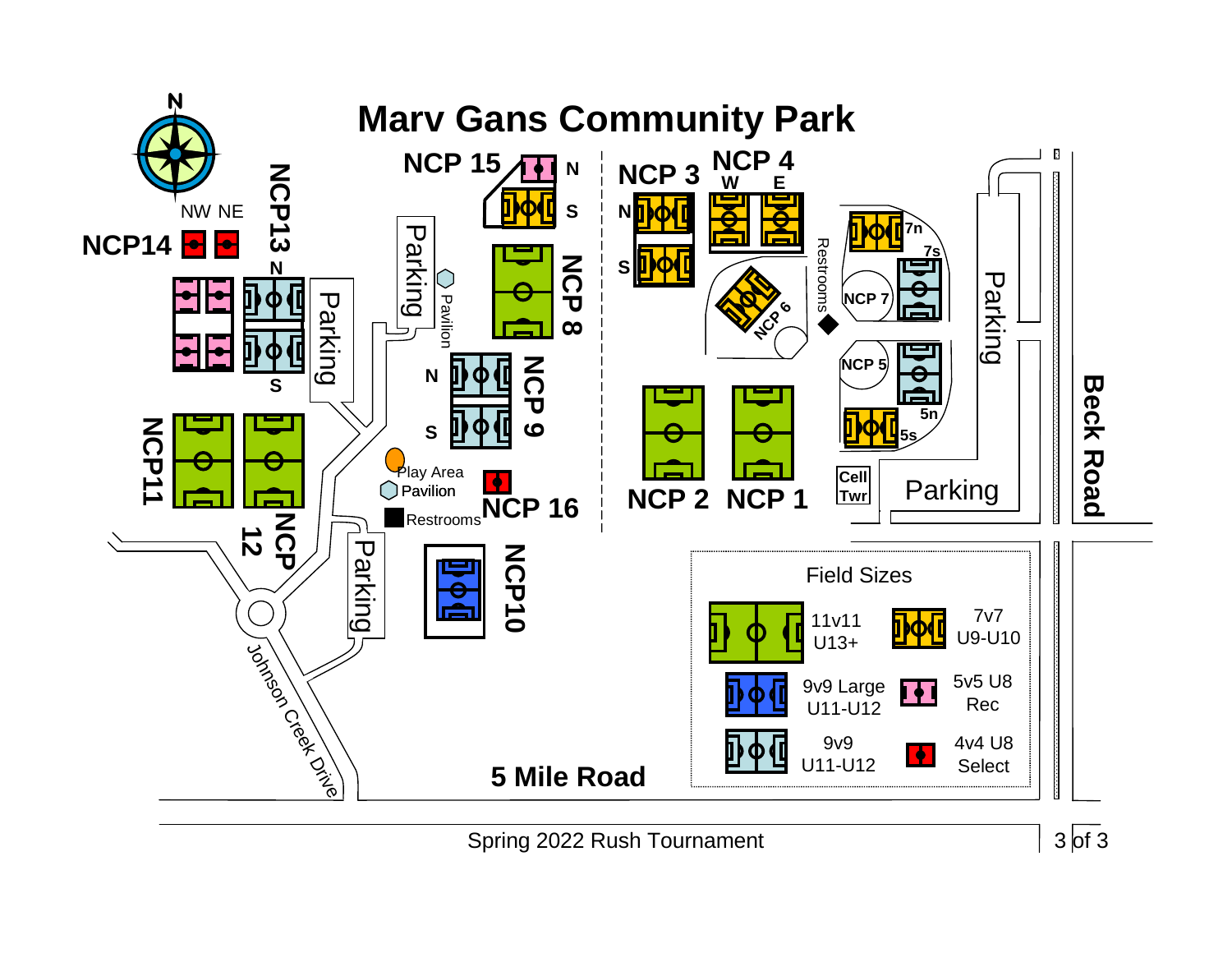# Marv Gans Community Park

N

NW NE

NCP14

NCP13

N

S

Parking

NCP 15

N

S

Parking

Pavilion

NCP 8

N

S

NCP 9

Play Area

Pavilion

Restrooms

NCP 16

NCP11

NCP 12

Parking

NCP10

NCP 3

N

S

NCP 4

W E

NCP 6

Restrooms

7n

7s

NCP 7

NCP 5

5n

5s

Parking

NCP 2

NCP 1

Cell Twr

Parking

Beck Road

Johnson Creek Drive

5 Mile Road

## Field Sizes

| | | | |
|---|---|---|---|
| 11v11 U13+ | | 7v7 U9-U10 | |
| 9v9 Large U11-U12 | | 5v5 U8 Rec | |
| 9v9 U11-U12 | | 4v4 U8 Select | |

Spring 2022 Rush Tournament